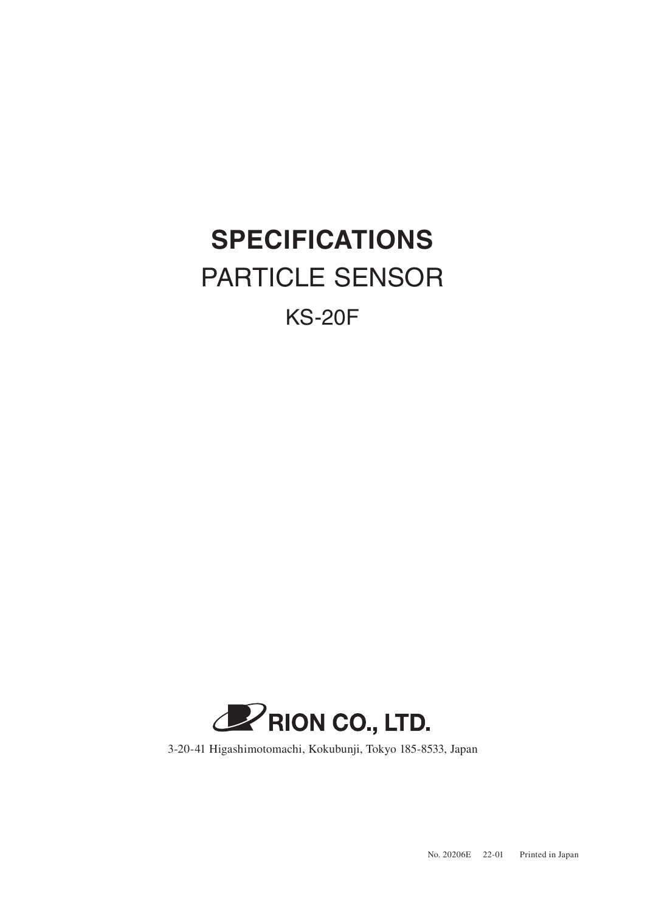# SPECIFICATIONS

## PARTICLE SENSOR

### KS-20F

RION CO., LTD.

3-20-41 Higashimotomachi, Kokubunji, Tokyo 185-8533, Japan

No. 20206E 22-01 Printed in Japan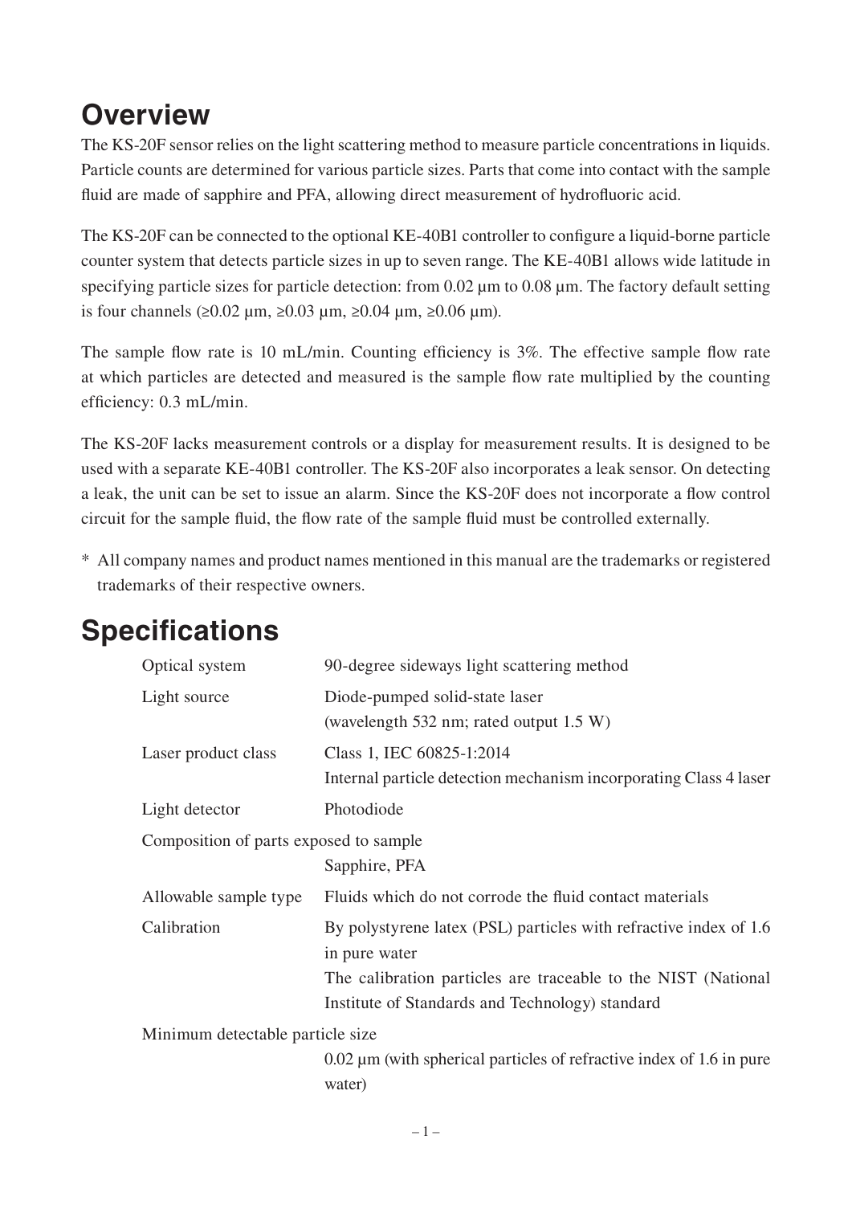# Overview

The KS-20F sensor relies on the light scattering method to measure particle concentrations in liquids. Particle counts are determined for various particle sizes. Parts that come into contact with the sample fluid are made of sapphire and PFA, allowing direct measurement of hydrofluoric acid.

The KS-20F can be connected to the optional KE-40B1 controller to configure a liquid-borne particle counter system that detects particle sizes in up to seven range. The KE-40B1 allows wide latitude in specifying particle sizes for particle detection: from 0.02 µm to 0.08 µm. The factory default setting is four channels (≥0.02 µm, ≥0.03 µm, ≥0.04 µm, ≥0.06 µm).

The sample flow rate is 10 mL/min. Counting efficiency is 3%. The effective sample flow rate at which particles are detected and measured is the sample flow rate multiplied by the counting efficiency: 0.3 mL/min.

The KS-20F lacks measurement controls or a display for measurement results. It is designed to be used with a separate KE-40B1 controller. The KS-20F also incorporates a leak sensor. On detecting a leak, the unit can be set to issue an alarm. Since the KS-20F does not incorporate a flow control circuit for the sample fluid, the flow rate of the sample fluid must be controlled externally.

\* All company names and product names mentioned in this manual are the trademarks or registered trademarks of their respective owners.

# Specifications

| | |
|---|---|
| Optical system | 90-degree sideways light scattering method |
| Light source | Diode-pumped solid-state laser (wavelength 532 nm; rated output 1.5 W) |
| Laser product class | Class 1, IEC 60825-1:2014<br>Internal particle detection mechanism incorporating Class 4 laser |
| Light detector | Photodiode |
| Composition of parts exposed to sample | Sapphire, PFA |
| Allowable sample type | Fluids which do not corrode the fluid contact materials |
| Calibration | By polystyrene latex (PSL) particles with refractive index of 1.6 in pure water<br>The calibration particles are traceable to the NIST (National Institute of Standards and Technology) standard |
| Minimum detectable particle size | 0.02 µm (with spherical particles of refractive index of 1.6 in pure water) |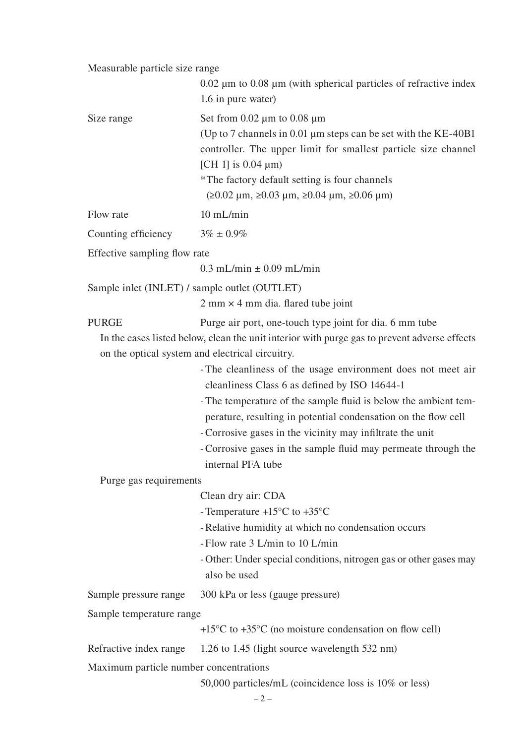Measurable particle size range

0.02 µm to 0.08 µm (with spherical particles of refractive index 1.6 in pure water)

Size range

Set from 0.02 µm to 0.08 µm

(Up to 7 channels in 0.01 µm steps can be set with the KE-40B1 controller. The upper limit for smallest particle size channel [CH 1] is 0.04 µm)

*The factory default setting is four channels (≥0.02 µm, ≥0.03 µm, ≥0.04 µm, ≥0.06 µm)

Flow rate

10 mL/min

Counting efficiency

3% ± 0.9%

Effective sampling flow rate

0.3 mL/min ± 0.09 mL/min

Sample inlet (INLET) / sample outlet (OUTLET)

2 mm × 4 mm dia. flared tube joint

PURGE

Purge air port, one-touch type joint for dia. 6 mm tube

In the cases listed below, clean the unit interior with purge gas to prevent adverse effects on the optical system and electrical circuitry.

- The cleanliness of the usage environment does not meet air cleanliness Class 6 as defined by ISO 14644-1
- The temperature of the sample fluid is below the ambient temperature, resulting in potential condensation on the flow cell
- Corrosive gases in the vicinity may infiltrate the unit
- Corrosive gases in the sample fluid may permeate through the internal PFA tube

Purge gas requirements

Clean dry air: CDA

- Temperature +15°C to +35°C
- Relative humidity at which no condensation occurs
- Flow rate 3 L/min to 10 L/min
- Other: Under special conditions, nitrogen gas or other gases may also be used

Sample pressure range

300 kPa or less (gauge pressure)

Sample temperature range

+15°C to +35°C (no moisture condensation on flow cell)

Refractive index range

1.26 to 1.45 (light source wavelength 532 nm)

Maximum particle number concentrations

50,000 particles/mL (coincidence loss is 10% or less)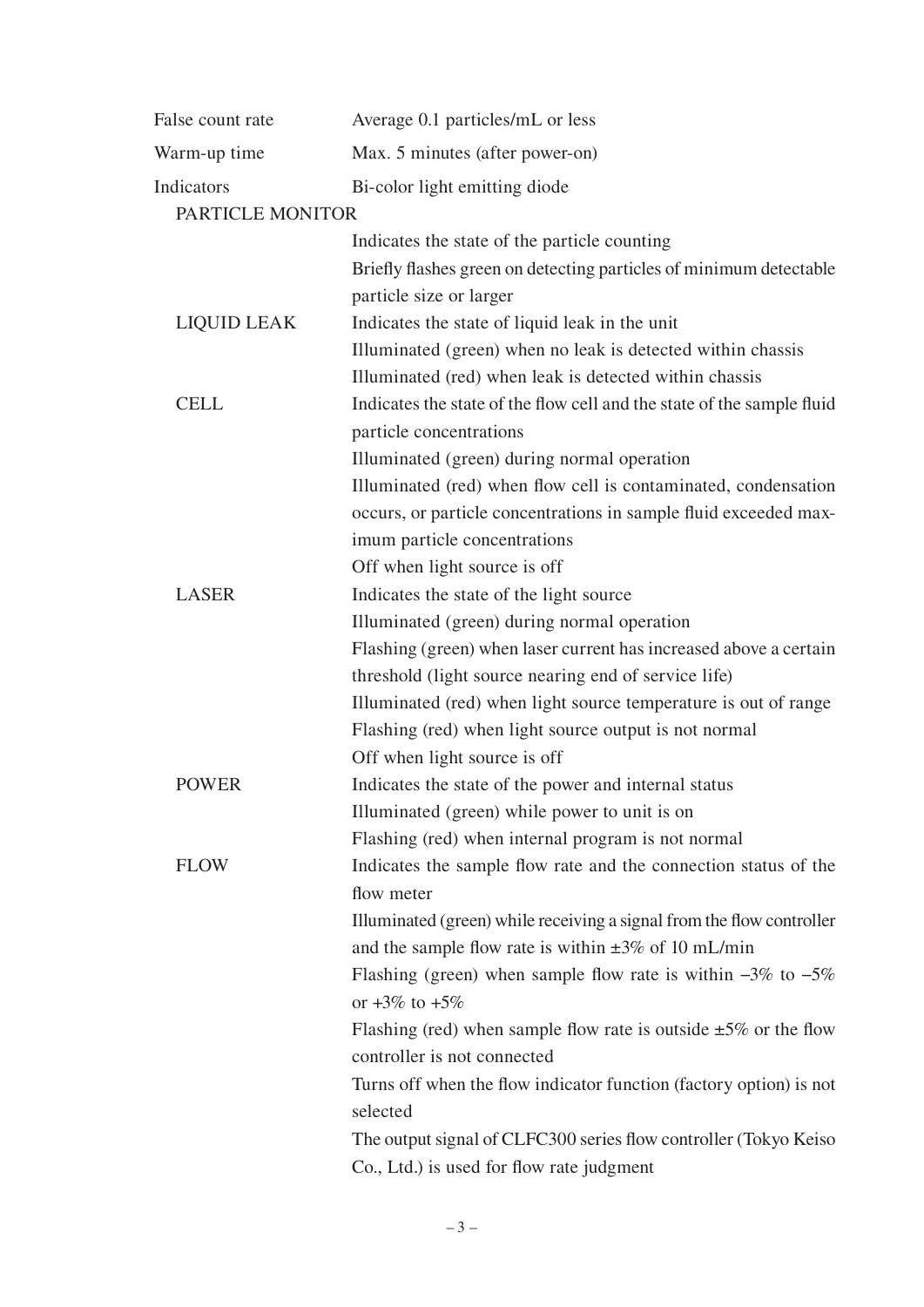| | |
|---|---|
| False count rate | Average 0.1 particles/mL or less |
| Warm-up time | Max. 5 minutes (after power-on) |
| Indicators | Bi-color light emitting diode |
| PARTICLE MONITOR | Indicates the state of the particle counting<br>Briefly flashes green on detecting particles of minimum detectable particle size or larger |
| LIQUID LEAK | Indicates the state of liquid leak in the unit<br>Illuminated (green) when no leak is detected within chassis<br>Illuminated (red) when leak is detected within chassis |
| CELL | Indicates the state of the flow cell and the state of the sample fluid particle concentrations<br>Illuminated (green) during normal operation<br>Illuminated (red) when flow cell is contaminated, condensation occurs, or particle concentrations in sample fluid exceeded maximum particle concentrations<br>Off when light source is off |
| LASER | Indicates the state of the light source<br>Illuminated (green) during normal operation<br>Flashing (green) when laser current has increased above a certain threshold (light source nearing end of service life)<br>Illuminated (red) when light source temperature is out of range<br>Flashing (red) when light source output is not normal<br>Off when light source is off |
| POWER | Indicates the state of the power and internal status<br>Illuminated (green) while power to unit is on<br>Flashing (red) when internal program is not normal |
| FLOW | Indicates the sample flow rate and the connection status of the flow meter<br>Illuminated (green) while receiving a signal from the flow controller and the sample flow rate is within ±3% of 10 mL/min<br>Flashing (green) when sample flow rate is within −3% to −5% or +3% to +5%<br>Flashing (red) when sample flow rate is outside ±5% or the flow controller is not connected<br>Turns off when the flow indicator function (factory option) is not selected<br>The output signal of CLFC300 series flow controller (Tokyo Keiso Co., Ltd.) is used for flow rate judgment |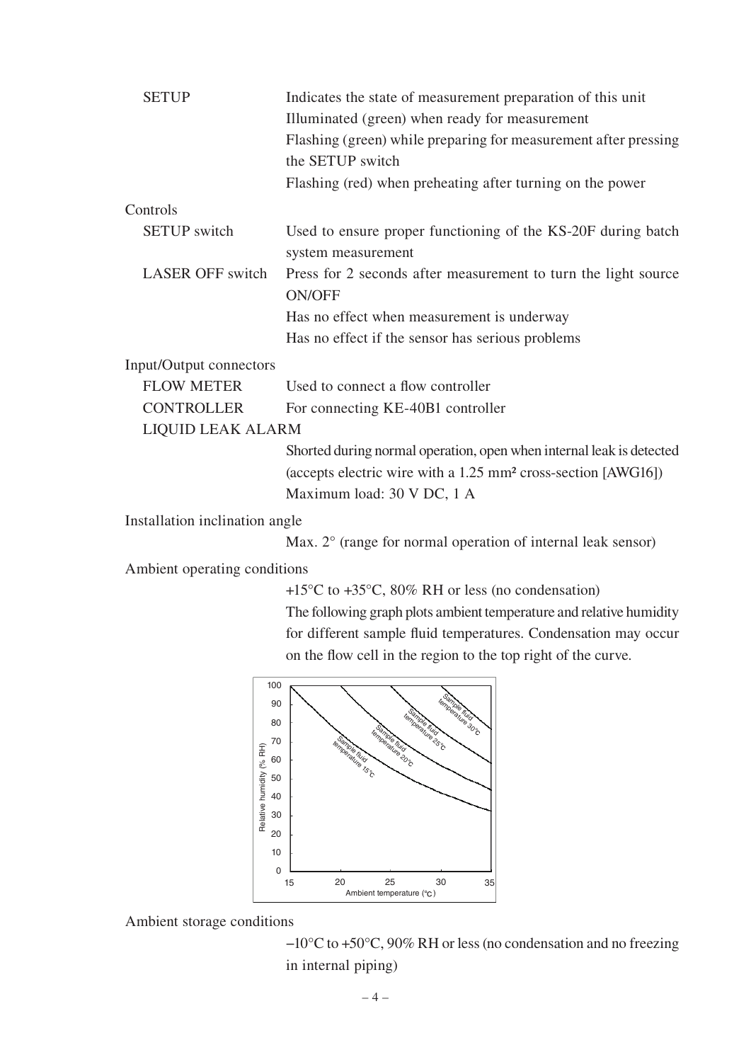SETUP — Indicates the state of measurement preparation of this unit
Illuminated (green) when ready for measurement
Flashing (green) while preparing for measurement after pressing the SETUP switch
Flashing (red) when preheating after turning on the power

Controls

SETUP switch — Used to ensure proper functioning of the KS-20F during batch system measurement

LASER OFF switch — Press for 2 seconds after measurement to turn the light source ON/OFF
Has no effect when measurement is underway
Has no effect if the sensor has serious problems

Input/Output connectors

FLOW METER — Used to connect a flow controller

CONTROLLER — For connecting KE-40B1 controller

LIQUID LEAK ALARM
Shorted during normal operation, open when internal leak is detected (accepts electric wire with a 1.25 mm² cross-section [AWG16])
Maximum load: 30 V DC, 1 A

Installation inclination angle
Max. 2° (range for normal operation of internal leak sensor)

Ambient operating conditions
+15°C to +35°C, 80% RH or less (no condensation)
The following graph plots ambient temperature and relative humidity for different sample fluid temperatures. Condensation may occur on the flow cell in the region to the top right of the curve.

Ambient storage conditions
−10°C to +50°C, 90% RH or less (no condensation and no freezing in internal piping)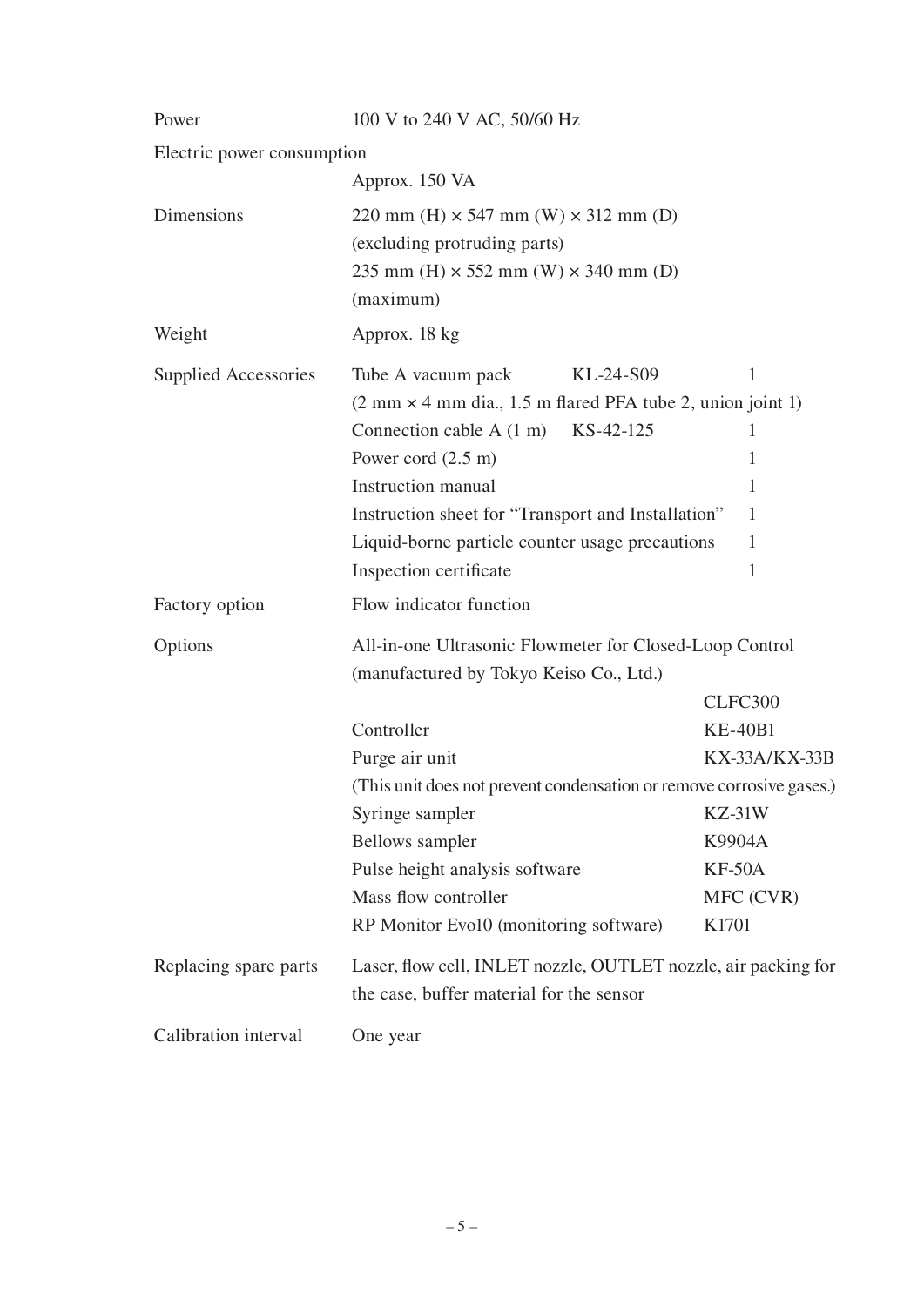| | |
|---|---|
| Power | 100 V to 240 V AC, 50/60 Hz |
| Electric power consumption | Approx. 150 VA |
| Dimensions | 220 mm (H) × 547 mm (W) × 312 mm (D) (excluding protruding parts)<br>235 mm (H) × 552 mm (W) × 340 mm (D) (maximum) |
| Weight | Approx. 18 kg |

**Supplied Accessories**

| Item | Model | Qty |
|---|---|---|
| Tube A vacuum pack<br>(2 mm × 4 mm dia., 1.5 m flared PFA tube 2, union joint 1) | KL-24-S09 | 1 |
| Connection cable A (1 m) | KS-42-125 | 1 |
| Power cord (2.5 m) | | 1 |
| Instruction manual | | 1 |
| Instruction sheet for "Transport and Installation" | | 1 |
| Liquid-borne particle counter usage precautions | | 1 |
| Inspection certificate | | 1 |

**Factory option:** Flow indicator function

**Options**

| Item | Model |
|---|---|
| All-in-one Ultrasonic Flowmeter for Closed-Loop Control (manufactured by Tokyo Keiso Co., Ltd.) | CLFC300 |
| Controller | KE-40B1 |
| Purge air unit<br>(This unit does not prevent condensation or remove corrosive gases.) | KX-33A/KX-33B |
| Syringe sampler | KZ-31W |
| Bellows sampler | K9904A |
| Pulse height analysis software | KF-50A |
| Mass flow controller | MFC (CVR) |
| RP Monitor Evo10 (monitoring software) | K1701 |

| | |
|---|---|
| Replacing spare parts | Laser, flow cell, INLET nozzle, OUTLET nozzle, air packing for the case, buffer material for the sensor |
| Calibration interval | One year |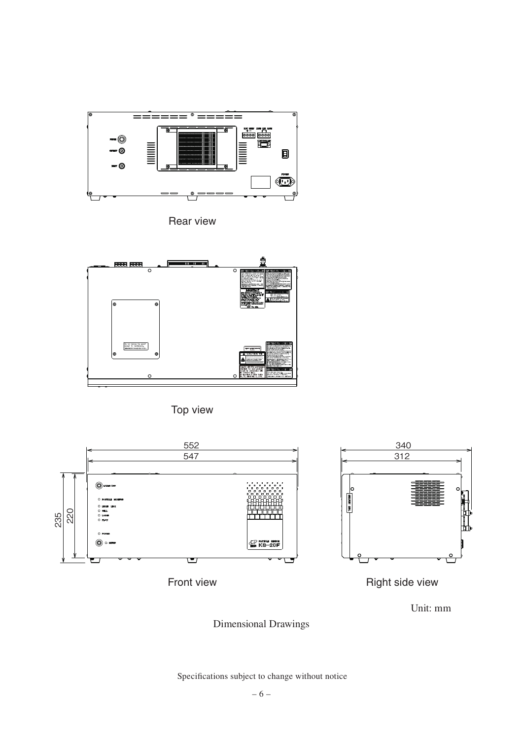Rear view

Top view

552

547

235

220

Front view

340

312

Right side view

Unit: mm

Dimensional Drawings

Specifications subject to change without notice